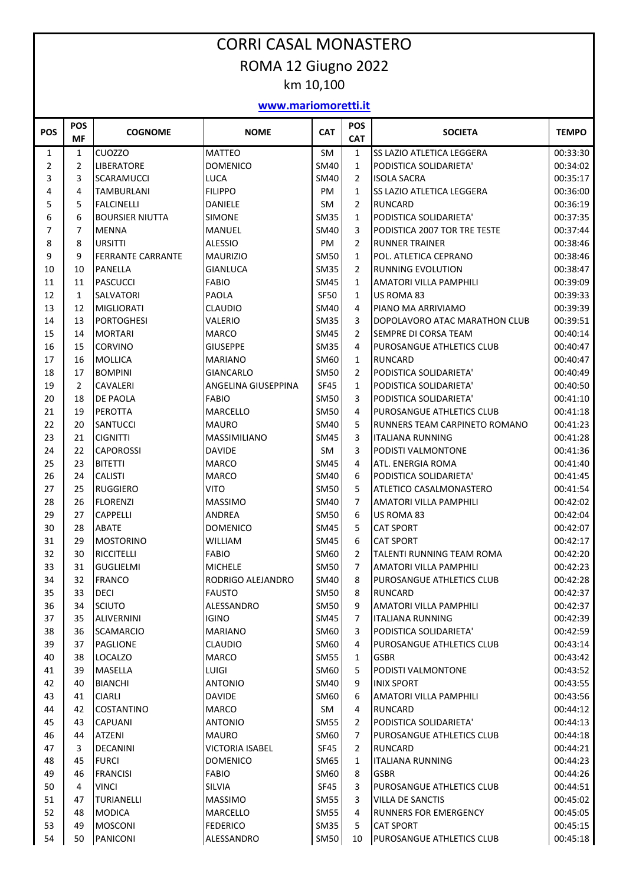# CORRI CASAL MONASTERO

## ROMA 12 Giugno 2022

### km 10,100

**www.mariomoretti.it**

| POS | POS MF | COGNOME | NOME | CAT | POS CAT | SOCIETA | TEMPO |
|---|---|---|---|---|---|---|---|
| 1 | 1 | CUOZZO | MATTEO | SM | 1 | SS LAZIO ATLETICA LEGGERA | 00:33:30 |
| 2 | 2 | LIBERATORE | DOMENICO | SM40 | 1 | PODISTICA SOLIDARIETA' | 00:34:02 |
| 3 | 3 | SCARAMUCCI | LUCA | SM40 | 2 | ISOLA SACRA | 00:35:17 |
| 4 | 4 | TAMBURLANI | FILIPPO | PM | 1 | SS LAZIO ATLETICA LEGGERA | 00:36:00 |
| 5 | 5 | FALCINELLI | DANIELE | SM | 2 | RUNCARD | 00:36:19 |
| 6 | 6 | BOURSIER NIUTTA | SIMONE | SM35 | 1 | PODISTICA SOLIDARIETA' | 00:37:35 |
| 7 | 7 | MENNA | MANUEL | SM40 | 3 | PODISTICA 2007 TOR TRE TESTE | 00:37:44 |
| 8 | 8 | URSITTI | ALESSIO | PM | 2 | RUNNER TRAINER | 00:38:46 |
| 9 | 9 | FERRANTE CARRANTE | MAURIZIO | SM50 | 1 | POL. ATLETICA CEPRANO | 00:38:46 |
| 10 | 10 | PANELLA | GIANLUCA | SM35 | 2 | RUNNING EVOLUTION | 00:38:47 |
| 11 | 11 | PASCUCCI | FABIO | SM45 | 1 | AMATORI VILLA PAMPHILI | 00:39:09 |
| 12 | 1 | SALVATORI | PAOLA | SF50 | 1 | US ROMA 83 | 00:39:33 |
| 13 | 12 | MIGLIORATI | CLAUDIO | SM40 | 4 | PIANO MA ARRIVIAMO | 00:39:39 |
| 14 | 13 | PORTOGHESI | VALERIO | SM35 | 3 | DOPOLAVORO ATAC MARATHON CLUB | 00:39:51 |
| 15 | 14 | MORTARI | MARCO | SM45 | 2 | SEMPRE DI CORSA TEAM | 00:40:14 |
| 16 | 15 | CORVINO | GIUSEPPE | SM35 | 4 | PUROSANGUE ATHLETICS CLUB | 00:40:47 |
| 17 | 16 | MOLLICA | MARIANO | SM60 | 1 | RUNCARD | 00:40:47 |
| 18 | 17 | BOMPINI | GIANCARLO | SM50 | 2 | PODISTICA SOLIDARIETA' | 00:40:49 |
| 19 | 2 | CAVALERI | ANGELINA GIUSEPPINA | SF45 | 1 | PODISTICA SOLIDARIETA' | 00:40:50 |
| 20 | 18 | DE PAOLA | FABIO | SM50 | 3 | PODISTICA SOLIDARIETA' | 00:41:10 |
| 21 | 19 | PEROTTA | MARCELLO | SM50 | 4 | PUROSANGUE ATHLETICS CLUB | 00:41:18 |
| 22 | 20 | SANTUCCI | MAURO | SM40 | 5 | RUNNERS TEAM CARPINETO ROMANO | 00:41:23 |
| 23 | 21 | CIGNITTI | MASSIMILIANO | SM45 | 3 | ITALIANA RUNNING | 00:41:28 |
| 24 | 22 | CAPOROSSI | DAVIDE | SM | 3 | PODISTI VALMONTONE | 00:41:36 |
| 25 | 23 | BITETTI | MARCO | SM45 | 4 | ATL. ENERGIA ROMA | 00:41:40 |
| 26 | 24 | CALISTI | MARCO | SM40 | 6 | PODISTICA SOLIDARIETA' | 00:41:45 |
| 27 | 25 | RUGGIERO | VITO | SM50 | 5 | ATLETICO CASALMONASTERO | 00:41:54 |
| 28 | 26 | FLORENZI | MASSIMO | SM40 | 7 | AMATORI VILLA PAMPHILI | 00:42:02 |
| 29 | 27 | CAPPELLI | ANDREA | SM50 | 6 | US ROMA 83 | 00:42:04 |
| 30 | 28 | ABATE | DOMENICO | SM45 | 5 | CAT SPORT | 00:42:07 |
| 31 | 29 | MOSTORINO | WILLIAM | SM45 | 6 | CAT SPORT | 00:42:17 |
| 32 | 30 | RICCITELLI | FABIO | SM60 | 2 | TALENTI RUNNING TEAM ROMA | 00:42:20 |
| 33 | 31 | GUGLIELMI | MICHELE | SM50 | 7 | AMATORI VILLA PAMPHILI | 00:42:23 |
| 34 | 32 | FRANCO | RODRIGO ALEJANDRO | SM40 | 8 | PUROSANGUE ATHLETICS CLUB | 00:42:28 |
| 35 | 33 | DECI | FAUSTO | SM50 | 8 | RUNCARD | 00:42:37 |
| 36 | 34 | SCIUTO | ALESSANDRO | SM50 | 9 | AMATORI VILLA PAMPHILI | 00:42:37 |
| 37 | 35 | ALIVERNINI | IGINO | SM45 | 7 | ITALIANA RUNNING | 00:42:39 |
| 38 | 36 | SCAMARCIO | MARIANO | SM60 | 3 | PODISTICA SOLIDARIETA' | 00:42:59 |
| 39 | 37 | PAGLIONE | CLAUDIO | SM60 | 4 | PUROSANGUE ATHLETICS CLUB | 00:43:14 |
| 40 | 38 | LOCALZO | MARCO | SM55 | 1 | GSBR | 00:43:42 |
| 41 | 39 | MASELLA | LUIGI | SM60 | 5 | PODISTI VALMONTONE | 00:43:52 |
| 42 | 40 | BIANCHI | ANTONIO | SM40 | 9 | INIX SPORT | 00:43:55 |
| 43 | 41 | CIARLI | DAVIDE | SM60 | 6 | AMATORI VILLA PAMPHILI | 00:43:56 |
| 44 | 42 | COSTANTINO | MARCO | SM | 4 | RUNCARD | 00:44:12 |
| 45 | 43 | CAPUANI | ANTONIO | SM55 | 2 | PODISTICA SOLIDARIETA' | 00:44:13 |
| 46 | 44 | ATZENI | MAURO | SM60 | 7 | PUROSANGUE ATHLETICS CLUB | 00:44:18 |
| 47 | 3 | DECANINI | VICTORIA ISABEL | SF45 | 2 | RUNCARD | 00:44:21 |
| 48 | 45 | FURCI | DOMENICO | SM65 | 1 | ITALIANA RUNNING | 00:44:23 |
| 49 | 46 | FRANCISI | FABIO | SM60 | 8 | GSBR | 00:44:26 |
| 50 | 4 | VINCI | SILVIA | SF45 | 3 | PUROSANGUE ATHLETICS CLUB | 00:44:51 |
| 51 | 47 | TURIANELLI | MASSIMO | SM55 | 3 | VILLA DE SANCTIS | 00:45:02 |
| 52 | 48 | MODICA | MARCELLO | SM55 | 4 | RUNNERS FOR EMERGENCY | 00:45:05 |
| 53 | 49 | MOSCONI | FEDERICO | SM35 | 5 | CAT SPORT | 00:45:15 |
| 54 | 50 | PANICONI | ALESSANDRO | SM50 | 10 | PUROSANGUE ATHLETICS CLUB | 00:45:18 |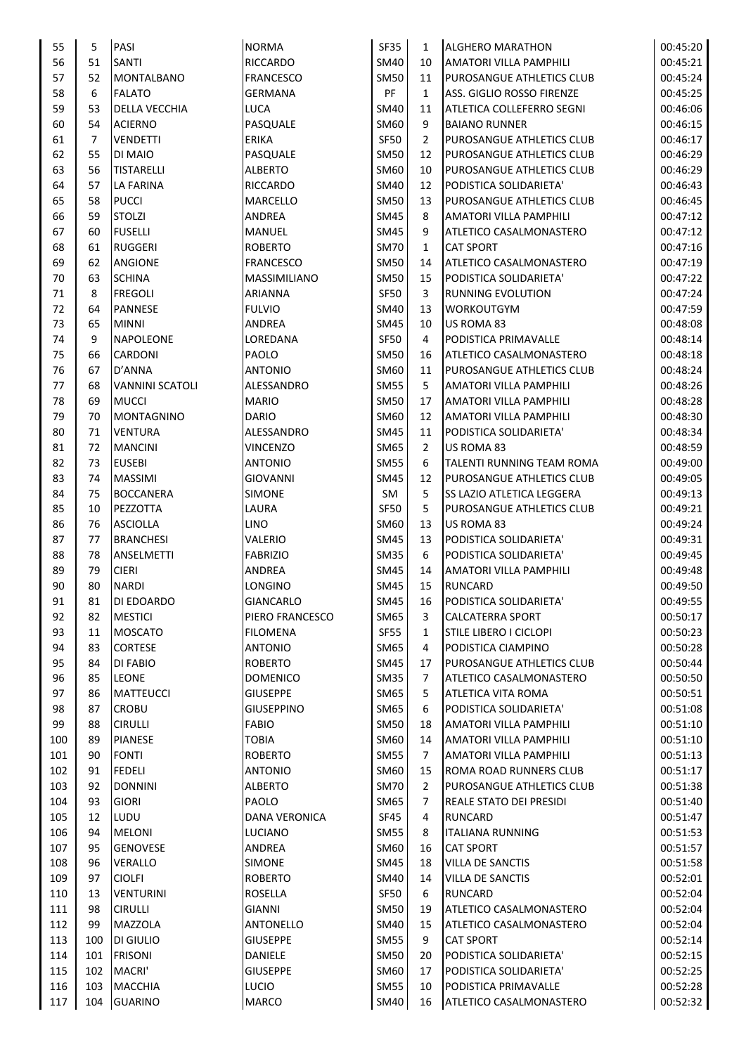| | | | | | | | |
|---|---|---|---|---|---|---|---|
| 55 | 5 | PASI | NORMA | SF35 | 1 | ALGHERO MARATHON | 00:45:20 |
| 56 | 51 | SANTI | RICCARDO | SM40 | 10 | AMATORI VILLA PAMPHILI | 00:45:21 |
| 57 | 52 | MONTALBANO | FRANCESCO | SM50 | 11 | PUROSANGUE ATHLETICS CLUB | 00:45:24 |
| 58 | 6 | FALATO | GERMANA | PF | 1 | ASS. GIGLIO ROSSO FIRENZE | 00:45:25 |
| 59 | 53 | DELLA VECCHIA | LUCA | SM40 | 11 | ATLETICA COLLEFERRO SEGNI | 00:46:06 |
| 60 | 54 | ACIERNO | PASQUALE | SM60 | 9 | BAIANO RUNNER | 00:46:15 |
| 61 | 7 | VENDETTI | ERIKA | SF50 | 2 | PUROSANGUE ATHLETICS CLUB | 00:46:17 |
| 62 | 55 | DI MAIO | PASQUALE | SM50 | 12 | PUROSANGUE ATHLETICS CLUB | 00:46:29 |
| 63 | 56 | TISTARELLI | ALBERTO | SM60 | 10 | PUROSANGUE ATHLETICS CLUB | 00:46:29 |
| 64 | 57 | LA FARINA | RICCARDO | SM40 | 12 | PODISTICA SOLIDARIETA' | 00:46:43 |
| 65 | 58 | PUCCI | MARCELLO | SM50 | 13 | PUROSANGUE ATHLETICS CLUB | 00:46:45 |
| 66 | 59 | STOLZI | ANDREA | SM45 | 8 | AMATORI VILLA PAMPHILI | 00:47:12 |
| 67 | 60 | FUSELLI | MANUEL | SM45 | 9 | ATLETICO CASALMONASTERO | 00:47:12 |
| 68 | 61 | RUGGERI | ROBERTO | SM70 | 1 | CAT SPORT | 00:47:16 |
| 69 | 62 | ANGIONE | FRANCESCO | SM50 | 14 | ATLETICO CASALMONASTERO | 00:47:19 |
| 70 | 63 | SCHINA | MASSIMILIANO | SM50 | 15 | PODISTICA SOLIDARIETA' | 00:47:22 |
| 71 | 8 | FREGOLI | ARIANNA | SF50 | 3 | RUNNING EVOLUTION | 00:47:24 |
| 72 | 64 | PANNESE | FULVIO | SM40 | 13 | WORKOUTGYM | 00:47:59 |
| 73 | 65 | MINNI | ANDREA | SM45 | 10 | US ROMA 83 | 00:48:08 |
| 74 | 9 | NAPOLEONE | LOREDANA | SF50 | 4 | PODISTICA PRIMAVALLE | 00:48:14 |
| 75 | 66 | CARDONI | PAOLO | SM50 | 16 | ATLETICO CASALMONASTERO | 00:48:18 |
| 76 | 67 | D'ANNA | ANTONIO | SM60 | 11 | PUROSANGUE ATHLETICS CLUB | 00:48:24 |
| 77 | 68 | VANNINI SCATOLI | ALESSANDRO | SM55 | 5 | AMATORI VILLA PAMPHILI | 00:48:26 |
| 78 | 69 | MUCCI | MARIO | SM50 | 17 | AMATORI VILLA PAMPHILI | 00:48:28 |
| 79 | 70 | MONTAGNINO | DARIO | SM60 | 12 | AMATORI VILLA PAMPHILI | 00:48:30 |
| 80 | 71 | VENTURA | ALESSANDRO | SM45 | 11 | PODISTICA SOLIDARIETA' | 00:48:34 |
| 81 | 72 | MANCINI | VINCENZO | SM65 | 2 | US ROMA 83 | 00:48:59 |
| 82 | 73 | EUSEBI | ANTONIO | SM55 | 6 | TALENTI RUNNING TEAM ROMA | 00:49:00 |
| 83 | 74 | MASSIMI | GIOVANNI | SM45 | 12 | PUROSANGUE ATHLETICS CLUB | 00:49:05 |
| 84 | 75 | BOCCANERA | SIMONE | SM | 5 | SS LAZIO ATLETICA LEGGERA | 00:49:13 |
| 85 | 10 | PEZZOTTA | LAURA | SF50 | 5 | PUROSANGUE ATHLETICS CLUB | 00:49:21 |
| 86 | 76 | ASCIOLLA | LINO | SM60 | 13 | US ROMA 83 | 00:49:24 |
| 87 | 77 | BRANCHESI | VALERIO | SM45 | 13 | PODISTICA SOLIDARIETA' | 00:49:31 |
| 88 | 78 | ANSELMETTI | FABRIZIO | SM35 | 6 | PODISTICA SOLIDARIETA' | 00:49:45 |
| 89 | 79 | CIERI | ANDREA | SM45 | 14 | AMATORI VILLA PAMPHILI | 00:49:48 |
| 90 | 80 | NARDI | LONGINO | SM45 | 15 | RUNCARD | 00:49:50 |
| 91 | 81 | DI EDOARDO | GIANCARLO | SM45 | 16 | PODISTICA SOLIDARIETA' | 00:49:55 |
| 92 | 82 | MESTICI | PIERO FRANCESCO | SM65 | 3 | CALCATERRA SPORT | 00:50:17 |
| 93 | 11 | MOSCATO | FILOMENA | SF55 | 1 | STILE LIBERO I CICLOPI | 00:50:23 |
| 94 | 83 | CORTESE | ANTONIO | SM65 | 4 | PODISTICA CIAMPINO | 00:50:28 |
| 95 | 84 | DI FABIO | ROBERTO | SM45 | 17 | PUROSANGUE ATHLETICS CLUB | 00:50:44 |
| 96 | 85 | LEONE | DOMENICO | SM35 | 7 | ATLETICO CASALMONASTERO | 00:50:50 |
| 97 | 86 | MATTEUCCI | GIUSEPPE | SM65 | 5 | ATLETICA VITA ROMA | 00:50:51 |
| 98 | 87 | CROBU | GIUSEPPINO | SM65 | 6 | PODISTICA SOLIDARIETA' | 00:51:08 |
| 99 | 88 | CIRULLI | FABIO | SM50 | 18 | AMATORI VILLA PAMPHILI | 00:51:10 |
| 100 | 89 | PIANESE | TOBIA | SM60 | 14 | AMATORI VILLA PAMPHILI | 00:51:10 |
| 101 | 90 | FONTI | ROBERTO | SM55 | 7 | AMATORI VILLA PAMPHILI | 00:51:13 |
| 102 | 91 | FEDELI | ANTONIO | SM60 | 15 | ROMA ROAD RUNNERS CLUB | 00:51:17 |
| 103 | 92 | DONNINI | ALBERTO | SM70 | 2 | PUROSANGUE ATHLETICS CLUB | 00:51:38 |
| 104 | 93 | GIORI | PAOLO | SM65 | 7 | REALE STATO DEI PRESIDI | 00:51:40 |
| 105 | 12 | LUDU | DANA VERONICA | SF45 | 4 | RUNCARD | 00:51:47 |
| 106 | 94 | MELONI | LUCIANO | SM55 | 8 | ITALIANA RUNNING | 00:51:53 |
| 107 | 95 | GENOVESE | ANDREA | SM60 | 16 | CAT SPORT | 00:51:57 |
| 108 | 96 | VERALLO | SIMONE | SM45 | 18 | VILLA DE SANCTIS | 00:51:58 |
| 109 | 97 | CIOLFI | ROBERTO | SM40 | 14 | VILLA DE SANCTIS | 00:52:01 |
| 110 | 13 | VENTURINI | ROSELLA | SF50 | 6 | RUNCARD | 00:52:04 |
| 111 | 98 | CIRULLI | GIANNI | SM50 | 19 | ATLETICO CASALMONASTERO | 00:52:04 |
| 112 | 99 | MAZZOLA | ANTONELLO | SM40 | 15 | ATLETICO CASALMONASTERO | 00:52:04 |
| 113 | 100 | DI GIULIO | GIUSEPPE | SM55 | 9 | CAT SPORT | 00:52:14 |
| 114 | 101 | FRISONI | DANIELE | SM50 | 20 | PODISTICA SOLIDARIETA' | 00:52:15 |
| 115 | 102 | MACRI' | GIUSEPPE | SM60 | 17 | PODISTICA SOLIDARIETA' | 00:52:25 |
| 116 | 103 | MACCHIA | LUCIO | SM55 | 10 | PODISTICA PRIMAVALLE | 00:52:28 |
| 117 | 104 | GUARINO | MARCO | SM40 | 16 | ATLETICO CASALMONASTERO | 00:52:32 |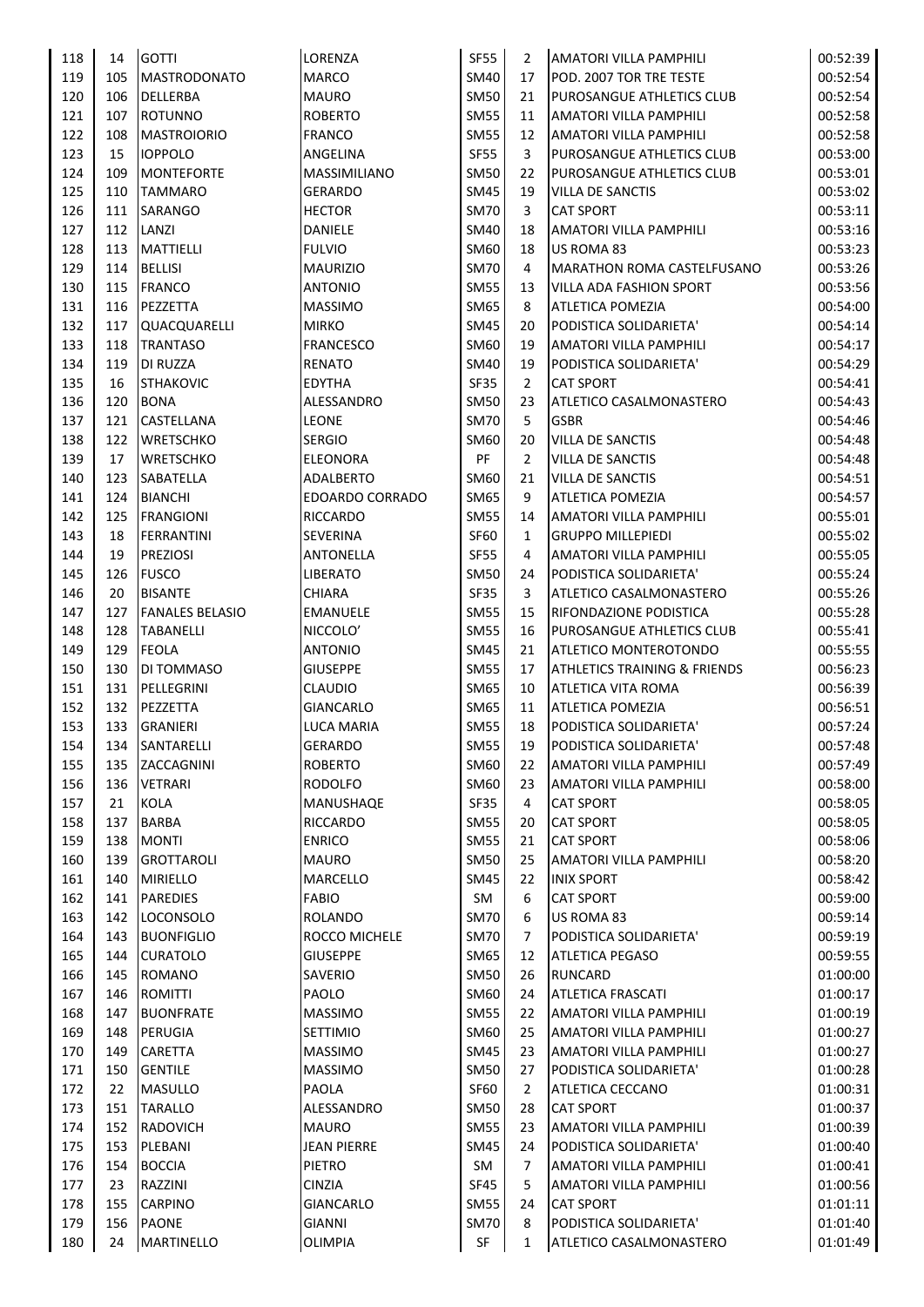| | | | | | | | |
|---|---|---|---|---|---|---|---|
| 118 | 14 | GOTTI | LORENZA | SF55 | 2 | AMATORI VILLA PAMPHILI | 00:52:39 |
| 119 | 105 | MASTRODONATO | MARCO | SM40 | 17 | POD. 2007 TOR TRE TESTE | 00:52:54 |
| 120 | 106 | DELLERBA | MAURO | SM50 | 21 | PUROSANGUE ATHLETICS CLUB | 00:52:54 |
| 121 | 107 | ROTUNNO | ROBERTO | SM55 | 11 | AMATORI VILLA PAMPHILI | 00:52:58 |
| 122 | 108 | MASTROIORIO | FRANCO | SM55 | 12 | AMATORI VILLA PAMPHILI | 00:52:58 |
| 123 | 15 | IOPPOLO | ANGELINA | SF55 | 3 | PUROSANGUE ATHLETICS CLUB | 00:53:00 |
| 124 | 109 | MONTEFORTE | MASSIMILIANO | SM50 | 22 | PUROSANGUE ATHLETICS CLUB | 00:53:01 |
| 125 | 110 | TAMMARO | GERARDO | SM45 | 19 | VILLA DE SANCTIS | 00:53:02 |
| 126 | 111 | SARANGO | HECTOR | SM70 | 3 | CAT SPORT | 00:53:11 |
| 127 | 112 | LANZI | DANIELE | SM40 | 18 | AMATORI VILLA PAMPHILI | 00:53:16 |
| 128 | 113 | MATTIELLI | FULVIO | SM60 | 18 | US ROMA 83 | 00:53:23 |
| 129 | 114 | BELLISI | MAURIZIO | SM70 | 4 | MARATHON ROMA CASTELFUSANO | 00:53:26 |
| 130 | 115 | FRANCO | ANTONIO | SM55 | 13 | VILLA ADA FASHION SPORT | 00:53:56 |
| 131 | 116 | PEZZETTA | MASSIMO | SM65 | 8 | ATLETICA POMEZIA | 00:54:00 |
| 132 | 117 | QUACQUARELLI | MIRKO | SM45 | 20 | PODISTICA SOLIDARIETA' | 00:54:14 |
| 133 | 118 | TRANTASO | FRANCESCO | SM60 | 19 | AMATORI VILLA PAMPHILI | 00:54:17 |
| 134 | 119 | DI RUZZA | RENATO | SM40 | 19 | PODISTICA SOLIDARIETA' | 00:54:29 |
| 135 | 16 | STHAKOVIC | EDYTHA | SF35 | 2 | CAT SPORT | 00:54:41 |
| 136 | 120 | BONA | ALESSANDRO | SM50 | 23 | ATLETICO CASALMONASTERO | 00:54:43 |
| 137 | 121 | CASTELLANA | LEONE | SM70 | 5 | GSBR | 00:54:46 |
| 138 | 122 | WRETSCHKO | SERGIO | SM60 | 20 | VILLA DE SANCTIS | 00:54:48 |
| 139 | 17 | WRETSCHKO | ELEONORA | PF | 2 | VILLA DE SANCTIS | 00:54:48 |
| 140 | 123 | SABATELLA | ADALBERTO | SM60 | 21 | VILLA DE SANCTIS | 00:54:51 |
| 141 | 124 | BIANCHI | EDOARDO CORRADO | SM65 | 9 | ATLETICA POMEZIA | 00:54:57 |
| 142 | 125 | FRANGIONI | RICCARDO | SM55 | 14 | AMATORI VILLA PAMPHILI | 00:55:01 |
| 143 | 18 | FERRANTINI | SEVERINA | SF60 | 1 | GRUPPO MILLEPIEDI | 00:55:02 |
| 144 | 19 | PREZIOSI | ANTONELLA | SF55 | 4 | AMATORI VILLA PAMPHILI | 00:55:05 |
| 145 | 126 | FUSCO | LIBERATO | SM50 | 24 | PODISTICA SOLIDARIETA' | 00:55:24 |
| 146 | 20 | BISANTE | CHIARA | SF35 | 3 | ATLETICO CASALMONASTERO | 00:55:26 |
| 147 | 127 | FANALES BELASIO | EMANUELE | SM55 | 15 | RIFONDAZIONE PODISTICA | 00:55:28 |
| 148 | 128 | TABANELLI | NICCOLO' | SM55 | 16 | PUROSANGUE ATHLETICS CLUB | 00:55:41 |
| 149 | 129 | FEOLA | ANTONIO | SM45 | 21 | ATLETICO MONTEROTONDO | 00:55:55 |
| 150 | 130 | DI TOMMASO | GIUSEPPE | SM55 | 17 | ATHLETICS TRAINING & FRIENDS | 00:56:23 |
| 151 | 131 | PELLEGRINI | CLAUDIO | SM65 | 10 | ATLETICA VITA ROMA | 00:56:39 |
| 152 | 132 | PEZZETTA | GIANCARLO | SM65 | 11 | ATLETICA POMEZIA | 00:56:51 |
| 153 | 133 | GRANIERI | LUCA MARIA | SM55 | 18 | PODISTICA SOLIDARIETA' | 00:57:24 |
| 154 | 134 | SANTARELLI | GERARDO | SM55 | 19 | PODISTICA SOLIDARIETA' | 00:57:48 |
| 155 | 135 | ZACCAGNINI | ROBERTO | SM60 | 22 | AMATORI VILLA PAMPHILI | 00:57:49 |
| 156 | 136 | VETRARI | RODOLFO | SM60 | 23 | AMATORI VILLA PAMPHILI | 00:58:00 |
| 157 | 21 | KOLA | MANUSHAQE | SF35 | 4 | CAT SPORT | 00:58:05 |
| 158 | 137 | BARBA | RICCARDO | SM55 | 20 | CAT SPORT | 00:58:05 |
| 159 | 138 | MONTI | ENRICO | SM55 | 21 | CAT SPORT | 00:58:06 |
| 160 | 139 | GROTTAROLI | MAURO | SM50 | 25 | AMATORI VILLA PAMPHILI | 00:58:20 |
| 161 | 140 | MIRIELLO | MARCELLO | SM45 | 22 | INIX SPORT | 00:58:42 |
| 162 | 141 | PAREDIES | FABIO | SM | 6 | CAT SPORT | 00:59:00 |
| 163 | 142 | LOCONSOLO | ROLANDO | SM70 | 6 | US ROMA 83 | 00:59:14 |
| 164 | 143 | BUONFIGLIO | ROCCO MICHELE | SM70 | 7 | PODISTICA SOLIDARIETA' | 00:59:19 |
| 165 | 144 | CURATOLO | GIUSEPPE | SM65 | 12 | ATLETICA PEGASO | 00:59:55 |
| 166 | 145 | ROMANO | SAVERIO | SM50 | 26 | RUNCARD | 01:00:00 |
| 167 | 146 | ROMITTI | PAOLO | SM60 | 24 | ATLETICA FRASCATI | 01:00:17 |
| 168 | 147 | BUONFRATE | MASSIMO | SM55 | 22 | AMATORI VILLA PAMPHILI | 01:00:19 |
| 169 | 148 | PERUGIA | SETTIMIO | SM60 | 25 | AMATORI VILLA PAMPHILI | 01:00:27 |
| 170 | 149 | CARETTA | MASSIMO | SM45 | 23 | AMATORI VILLA PAMPHILI | 01:00:27 |
| 171 | 150 | GENTILE | MASSIMO | SM50 | 27 | PODISTICA SOLIDARIETA' | 01:00:28 |
| 172 | 22 | MASULLO | PAOLA | SF60 | 2 | ATLETICA CECCANO | 01:00:31 |
| 173 | 151 | TARALLO | ALESSANDRO | SM50 | 28 | CAT SPORT | 01:00:37 |
| 174 | 152 | RADOVICH | MAURO | SM55 | 23 | AMATORI VILLA PAMPHILI | 01:00:39 |
| 175 | 153 | PLEBANI | JEAN PIERRE | SM45 | 24 | PODISTICA SOLIDARIETA' | 01:00:40 |
| 176 | 154 | BOCCIA | PIETRO | SM | 7 | AMATORI VILLA PAMPHILI | 01:00:41 |
| 177 | 23 | RAZZINI | CINZIA | SF45 | 5 | AMATORI VILLA PAMPHILI | 01:00:56 |
| 178 | 155 | CARPINO | GIANCARLO | SM55 | 24 | CAT SPORT | 01:01:11 |
| 179 | 156 | PAONE | GIANNI | SM70 | 8 | PODISTICA SOLIDARIETA' | 01:01:40 |
| 180 | 24 | MARTINELLO | OLIMPIA | SF | 1 | ATLETICO CASALMONASTERO | 01:01:49 |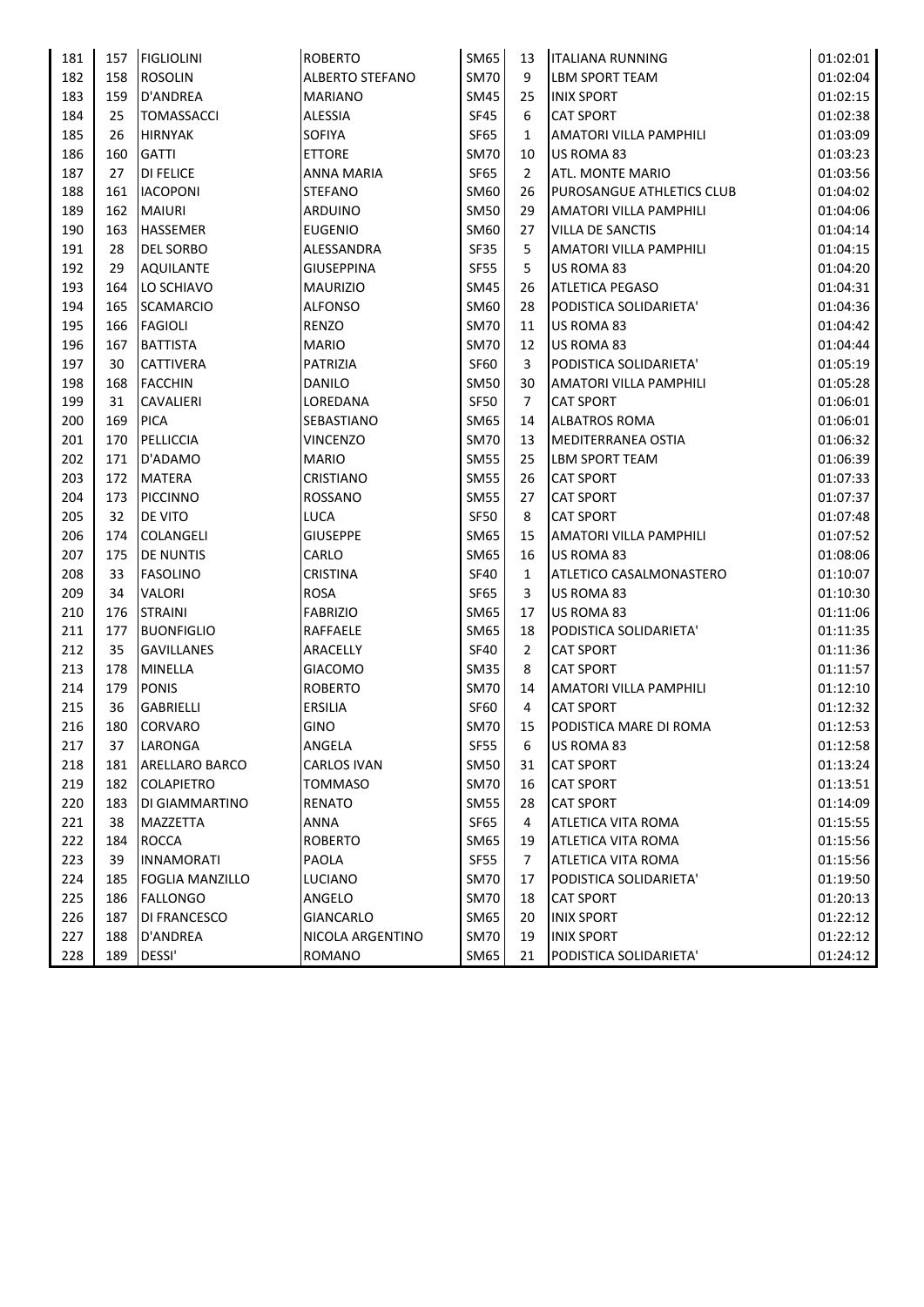| | | | | | | | |
|---|---|---|---|---|---|---|---|
| 181 | 157 | FIGLIOLINI | ROBERTO | SM65 | 13 | ITALIANA RUNNING | 01:02:01 |
| 182 | 158 | ROSOLIN | ALBERTO STEFANO | SM70 | 9 | LBM SPORT TEAM | 01:02:04 |
| 183 | 159 | D'ANDREA | MARIANO | SM45 | 25 | INIX SPORT | 01:02:15 |
| 184 | 25 | TOMASSACCI | ALESSIA | SF45 | 6 | CAT SPORT | 01:02:38 |
| 185 | 26 | HIRNYAK | SOFIYA | SF65 | 1 | AMATORI VILLA PAMPHILI | 01:03:09 |
| 186 | 160 | GATTI | ETTORE | SM70 | 10 | US ROMA 83 | 01:03:23 |
| 187 | 27 | DI FELICE | ANNA MARIA | SF65 | 2 | ATL. MONTE MARIO | 01:03:56 |
| 188 | 161 | IACOPONI | STEFANO | SM60 | 26 | PUROSANGUE ATHLETICS CLUB | 01:04:02 |
| 189 | 162 | MAIURI | ARDUINO | SM50 | 29 | AMATORI VILLA PAMPHILI | 01:04:06 |
| 190 | 163 | HASSEMER | EUGENIO | SM60 | 27 | VILLA DE SANCTIS | 01:04:14 |
| 191 | 28 | DEL SORBO | ALESSANDRA | SF35 | 5 | AMATORI VILLA PAMPHILI | 01:04:15 |
| 192 | 29 | AQUILANTE | GIUSEPPINA | SF55 | 5 | US ROMA 83 | 01:04:20 |
| 193 | 164 | LO SCHIAVO | MAURIZIO | SM45 | 26 | ATLETICA PEGASO | 01:04:31 |
| 194 | 165 | SCAMARCIO | ALFONSO | SM60 | 28 | PODISTICA SOLIDARIETA' | 01:04:36 |
| 195 | 166 | FAGIOLI | RENZO | SM70 | 11 | US ROMA 83 | 01:04:42 |
| 196 | 167 | BATTISTA | MARIO | SM70 | 12 | US ROMA 83 | 01:04:44 |
| 197 | 30 | CATTIVERA | PATRIZIA | SF60 | 3 | PODISTICA SOLIDARIETA' | 01:05:19 |
| 198 | 168 | FACCHIN | DANILO | SM50 | 30 | AMATORI VILLA PAMPHILI | 01:05:28 |
| 199 | 31 | CAVALIERI | LOREDANA | SF50 | 7 | CAT SPORT | 01:06:01 |
| 200 | 169 | PICA | SEBASTIANO | SM65 | 14 | ALBATROS ROMA | 01:06:01 |
| 201 | 170 | PELLICCIA | VINCENZO | SM70 | 13 | MEDITERRANEA OSTIA | 01:06:32 |
| 202 | 171 | D'ADAMO | MARIO | SM55 | 25 | LBM SPORT TEAM | 01:06:39 |
| 203 | 172 | MATERA | CRISTIANO | SM55 | 26 | CAT SPORT | 01:07:33 |
| 204 | 173 | PICCINNO | ROSSANO | SM55 | 27 | CAT SPORT | 01:07:37 |
| 205 | 32 | DE VITO | LUCA | SF50 | 8 | CAT SPORT | 01:07:48 |
| 206 | 174 | COLANGELI | GIUSEPPE | SM65 | 15 | AMATORI VILLA PAMPHILI | 01:07:52 |
| 207 | 175 | DE NUNTIS | CARLO | SM65 | 16 | US ROMA 83 | 01:08:06 |
| 208 | 33 | FASOLINO | CRISTINA | SF40 | 1 | ATLETICO CASALMONASTERO | 01:10:07 |
| 209 | 34 | VALORI | ROSA | SF65 | 3 | US ROMA 83 | 01:10:30 |
| 210 | 176 | STRAINI | FABRIZIO | SM65 | 17 | US ROMA 83 | 01:11:06 |
| 211 | 177 | BUONFIGLIO | RAFFAELE | SM65 | 18 | PODISTICA SOLIDARIETA' | 01:11:35 |
| 212 | 35 | GAVILLANES | ARACELLY | SF40 | 2 | CAT SPORT | 01:11:36 |
| 213 | 178 | MINELLA | GIACOMO | SM35 | 8 | CAT SPORT | 01:11:57 |
| 214 | 179 | PONIS | ROBERTO | SM70 | 14 | AMATORI VILLA PAMPHILI | 01:12:10 |
| 215 | 36 | GABRIELLI | ERSILIA | SF60 | 4 | CAT SPORT | 01:12:32 |
| 216 | 180 | CORVARO | GINO | SM70 | 15 | PODISTICA MARE DI ROMA | 01:12:53 |
| 217 | 37 | LARONGA | ANGELA | SF55 | 6 | US ROMA 83 | 01:12:58 |
| 218 | 181 | ARELLARO BARCO | CARLOS IVAN | SM50 | 31 | CAT SPORT | 01:13:24 |
| 219 | 182 | COLAPIETRO | TOMMASO | SM70 | 16 | CAT SPORT | 01:13:51 |
| 220 | 183 | DI GIAMMARTINO | RENATO | SM55 | 28 | CAT SPORT | 01:14:09 |
| 221 | 38 | MAZZETTA | ANNA | SF65 | 4 | ATLETICA VITA ROMA | 01:15:55 |
| 222 | 184 | ROCCA | ROBERTO | SM65 | 19 | ATLETICA VITA ROMA | 01:15:56 |
| 223 | 39 | INNAMORATI | PAOLA | SF55 | 7 | ATLETICA VITA ROMA | 01:15:56 |
| 224 | 185 | FOGLIA MANZILLO | LUCIANO | SM70 | 17 | PODISTICA SOLIDARIETA' | 01:19:50 |
| 225 | 186 | FALLONGO | ANGELO | SM70 | 18 | CAT SPORT | 01:20:13 |
| 226 | 187 | DI FRANCESCO | GIANCARLO | SM65 | 20 | INIX SPORT | 01:22:12 |
| 227 | 188 | D'ANDREA | NICOLA ARGENTINO | SM70 | 19 | INIX SPORT | 01:22:12 |
| 228 | 189 | DESSI' | ROMANO | SM65 | 21 | PODISTICA SOLIDARIETA' | 01:24:12 |